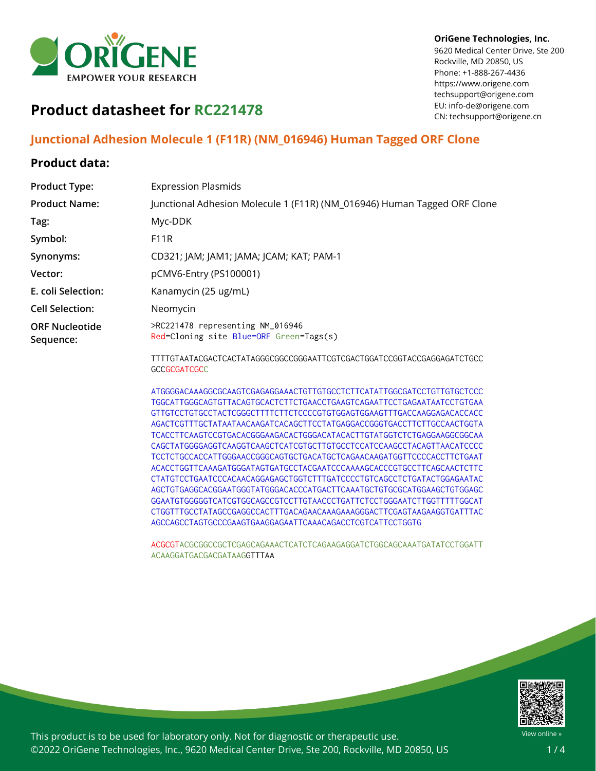OriGene Technologies, Inc.
9620 Medical Center Drive, Ste 200
Rockville, MD 20850, US
Phone: +1-888-267-4436
https://www.origene.com
techsupport@origene.com
EU: info-de@origene.com
CN: techsupport@origene.cn

# Product datasheet for RC221478

## Junctional Adhesion Molecule 1 (F11R) (NM_016946) Human Tagged ORF Clone

### Product data:

| | |
|---|---|
| **Product Type:** | Expression Plasmids |
| **Product Name:** | Junctional Adhesion Molecule 1 (F11R) (NM_016946) Human Tagged ORF Clone |
| **Tag:** | Myc-DDK |
| **Symbol:** | F11R |
| **Synonyms:** | CD321; JAM; JAM1; JAMA; JCAM; KAT; PAM-1 |
| **Vector:** | pCMV6-Entry (PS100001) |
| **E. coli Selection:** | Kanamycin (25 ug/mL) |
| **Cell Selection:** | Neomycin |

**ORF Nucleotide Sequence:**

```
>RC221478 representing NM_016946
Red=Cloning site Blue=ORF Green=Tags(s)

TTTTGTAATACGACTCACTATAGGGCGGCCGGGAATTCGTCGACTGGATCCGGTACCGAGGAGATCTGCC
GCCGCGATCGCC

ATGGGGACAAAGGCGCAAGTCGAGAGGAAACTGTTGTGCCTCTTCATATTGGCGATCCTGTTGTGCTCCC
TGGCATTGGGCAGTGTTACAGTGCACTCTTCTGAACCTGAAGTCAGAATTCCTGAGAATAATCCTGTGAA
GTTGTCCTGTGCCTACTCGGGCTTTTCTTCTCCCCGTGTGGAGTGGAAGTTTGACCAAGGAGACACCACC
AGACTCGTTTGCTATAATAACAAGATCACAGCTTCCTATGAGGACCGGGTGACCTTCTTGCCAACTGGTA
TCACCTTCAAGTCCGTGACACGGGAAGACACTGGGACATACACTTGTATGGTCTCTGAGGAAGGCGGCAA
CAGCTATGGGGAGGTCAAGGTCAAGCTCATCGTGCTTGTGCCTCCATCCAAGCCTACAGTTAACATCCCC
TCCTCTGCCACCATTGGGAACCGGGCAGTGCTGACATGCTCAGAACAAGATGGTTCCCCACCTTCTGAAT
ACACCTGGTTCAAAGATGGGATAGTGATGCCTACGAATCCCAAAAGCACCCGTGCCTTCAGCAACTCTTC
CTATGTCCTGAATCCCACAACAGGAGAGCTGGTCTTTGATCCCCTGTCAGCCTCTGATACTGGAGAATAC
AGCTGTGAGGCACGGAATGGGTATGGGACACCCATGACTTCAAATGCTGTGCGCATGGAAGCTGTGGAGC
GGAATGTGGGGGTCATCGTGGCAGCCGTCCTTGTAACCCTGATTCTCCTGGGAATCTTGGTTTTTGGCAT
CTGGTTTGCCTATAGCCGAGGCCACTTTGACAGAACAAAGAAAGGGACTTCGAGTAAGAAGGTGATTTAC
AGCCAGCCTAGTGCCCGAAGTGAAGGAGAATTCAAACAGACCTCGTCATTCCTGGTG

ACGCGTACGCGGCCGCTCGAGCAGAAACTCATCTCAGAAGAGGATCTGGCAGCAAATGATATCCTGGATT
ACAAGGATGACGACGATAAGGTTTAA
```

This product is to be used for laboratory only. Not for diagnostic or therapeutic use.
©2022 OriGene Technologies, Inc., 9620 Medical Center Drive, Ste 200, Rockville, MD 20850, US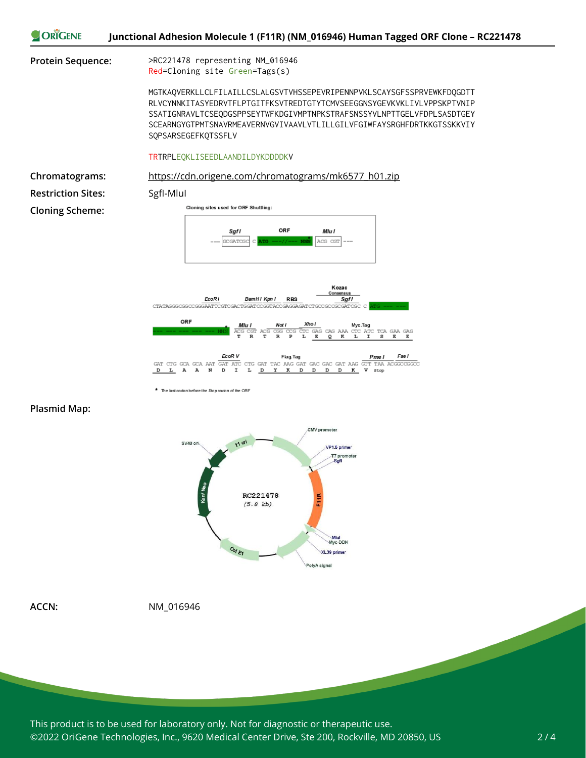**Protein Sequence:**

```
>RC221478 representing NM_016946
Red=Cloning site Green=Tags(s)

MGTKAQVERKLLCLFILAILLCSLALGSVTVHSSEPEVRIPENNPVKLSCAYSGFSSPRVEWKFDQGDTT
RLVCYNNKITASYEDRVTFLPTGITFKSVTREDTGTYTCMVSEEGGNSYGEVKVKLIVLVPPSKPTVNIP
SSATIGNRAVLTCSEQDGSPPSEYTWFKDGIVMPTNPKSTRAFSNSSYVLNPTTGELVFDPLSASDTGEY
SCEARNGYGTPMTSNAVRMEAVERNVGVIVAAVLVTLILLGILVFGIWFAYSRGHFDRTKKGTSSKKVIY
SQPSARSEGEFKQTSSFLV

TRTRPLEQKLISEEDLAANDILDYKDDDDKV
```

**Chromatograms:** https://cdn.origene.com/chromatograms/mk6577_h01.zip

**Restriction Sites:** SgfI-MluI

**Cloning Scheme:**

**Plasmid Map:**

**ACCN:** NM_016946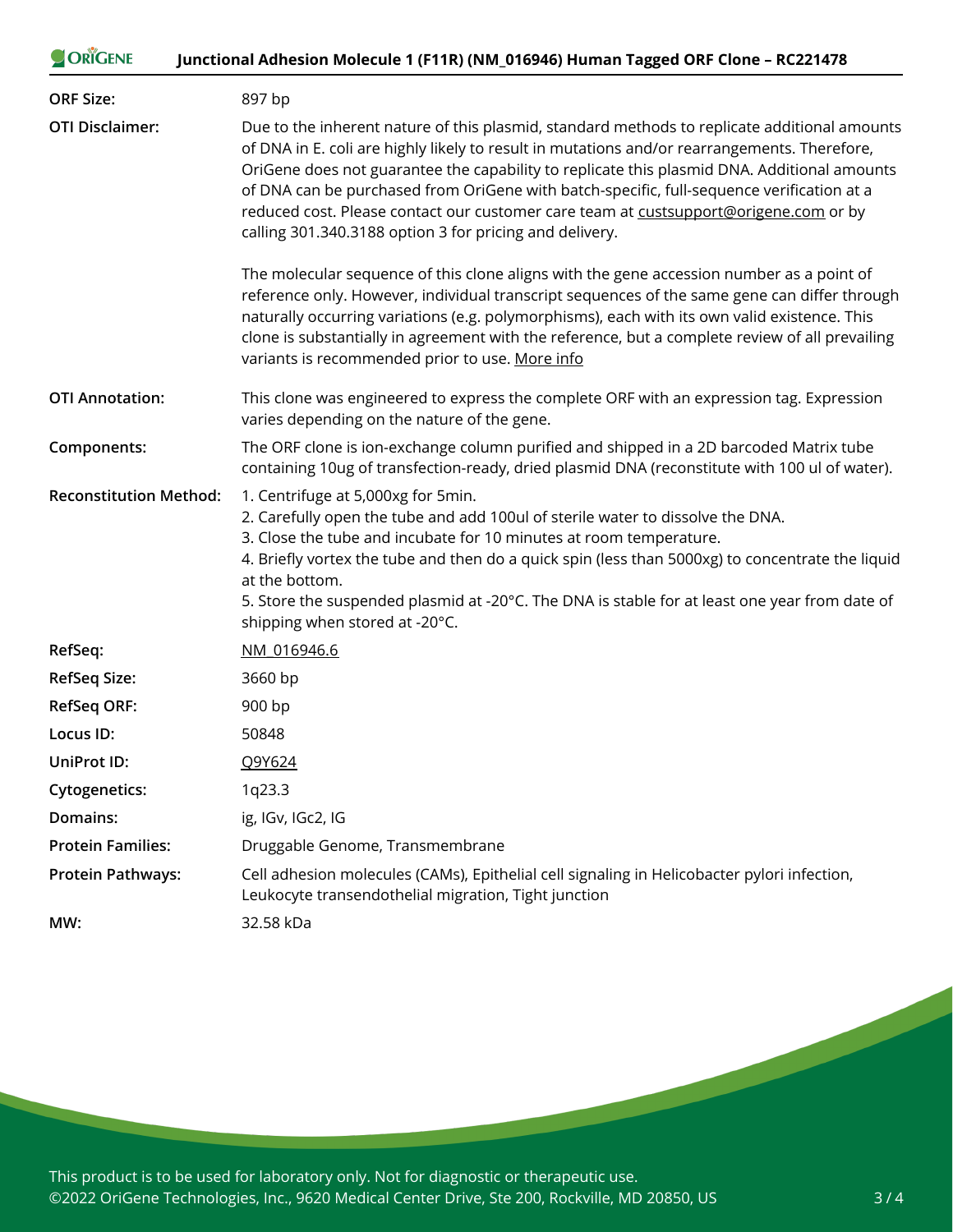| | |
|---|---|
| **ORF Size:** | 897 bp |
| **OTI Disclaimer:** | Due to the inherent nature of this plasmid, standard methods to replicate additional amounts of DNA in E. coli are highly likely to result in mutations and/or rearrangements. Therefore, OriGene does not guarantee the capability to replicate this plasmid DNA. Additional amounts of DNA can be purchased from OriGene with batch-specific, full-sequence verification at a reduced cost. Please contact our customer care team at custsupport@origene.com or by calling 301.340.3188 option 3 for pricing and delivery.<br><br>The molecular sequence of this clone aligns with the gene accession number as a point of reference only. However, individual transcript sequences of the same gene can differ through naturally occurring variations (e.g. polymorphisms), each with its own valid existence. This clone is substantially in agreement with the reference, but a complete review of all prevailing variants is recommended prior to use. More info |
| **OTI Annotation:** | This clone was engineered to express the complete ORF with an expression tag. Expression varies depending on the nature of the gene. |
| **Components:** | The ORF clone is ion-exchange column purified and shipped in a 2D barcoded Matrix tube containing 10ug of transfection-ready, dried plasmid DNA (reconstitute with 100 ul of water). |
| **Reconstitution Method:** | 1. Centrifuge at 5,000xg for 5min.<br>2. Carefully open the tube and add 100ul of sterile water to dissolve the DNA.<br>3. Close the tube and incubate for 10 minutes at room temperature.<br>4. Briefly vortex the tube and then do a quick spin (less than 5000xg) to concentrate the liquid at the bottom.<br>5. Store the suspended plasmid at -20°C. The DNA is stable for at least one year from date of shipping when stored at -20°C. |
| **RefSeq:** | NM_016946.6 |
| **RefSeq Size:** | 3660 bp |
| **RefSeq ORF:** | 900 bp |
| **Locus ID:** | 50848 |
| **UniProt ID:** | Q9Y624 |
| **Cytogenetics:** | 1q23.3 |
| **Domains:** | ig, IGv, IGc2, IG |
| **Protein Families:** | Druggable Genome, Transmembrane |
| **Protein Pathways:** | Cell adhesion molecules (CAMs), Epithelial cell signaling in Helicobacter pylori infection, Leukocyte transendothelial migration, Tight junction |
| **MW:** | 32.58 kDa |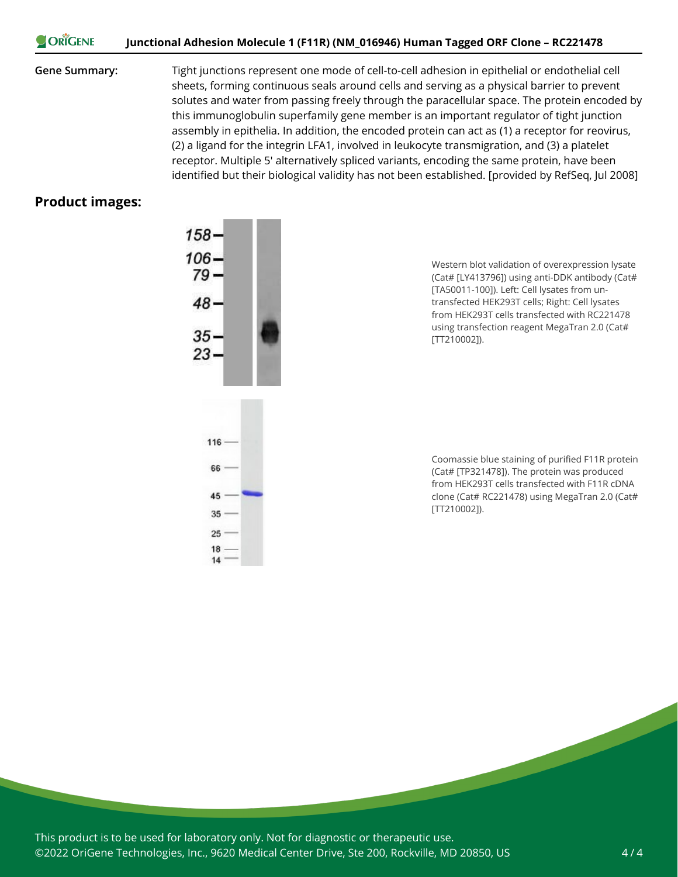**Gene Summary:** Tight junctions represent one mode of cell-to-cell adhesion in epithelial or endothelial cell sheets, forming continuous seals around cells and serving as a physical barrier to prevent solutes and water from passing freely through the paracellular space. The protein encoded by this immunoglobulin superfamily gene member is an important regulator of tight junction assembly in epithelia. In addition, the encoded protein can act as (1) a receptor for reovirus, (2) a ligand for the integrin LFA1, involved in leukocyte transmigration, and (3) a platelet receptor. Multiple 5' alternatively spliced variants, encoding the same protein, have been identified but their biological validity has not been established. [provided by RefSeq, Jul 2008]

## Product images:

158
106
79
48
35
23

Western blot validation of overexpression lysate (Cat# [LY413796]) using anti-DDK antibody (Cat# [TA50011-100]). Left: Cell lysates from un-transfected HEK293T cells; Right: Cell lysates from HEK293T cells transfected with RC221478 using transfection reagent MegaTran 2.0 (Cat# [TT210002]).

116
66
45
35
25
18
14

Coomassie blue staining of purified F11R protein (Cat# [TP321478]). The protein was produced from HEK293T cells transfected with F11R cDNA clone (Cat# RC221478) using MegaTran 2.0 (Cat# [TT210002]).

This product is to be used for laboratory only. Not for diagnostic or therapeutic use.
©2022 OriGene Technologies, Inc., 9620 Medical Center Drive, Ste 200, Rockville, MD 20850, US